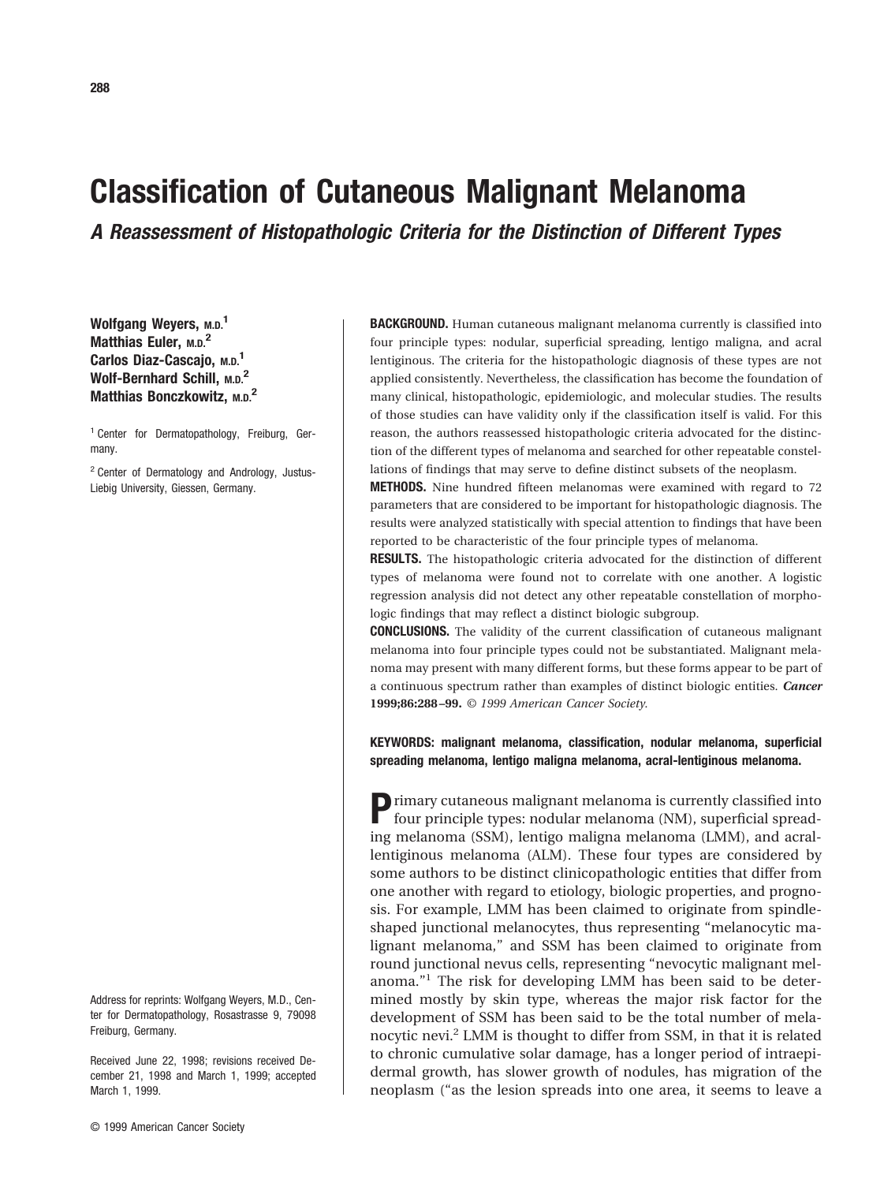# Classification of Cutaneous Malignant Melanoma

## *A Reassessment of Histopathologic Criteria for the Distinction of Different Types*

**Wolfgang Weyers, M.D.[1]**
**Matthias Euler, M.D.[2]**
**Carlos Diaz-Cascajo, M.D.[1]**
**Wolf-Bernhard Schill, M.D.[2]**
**Matthias Bonczkowitz, M.D.[2]**

[1] Center for Dermatopathology, Freiburg, Germany.

[2] Center of Dermatology and Andrology, Justus-Liebig University, Giessen, Germany.

Address for reprints: Wolfgang Weyers, M.D., Center for Dermatopathology, Rosastrasse 9, 79098 Freiburg, Germany.

Received June 22, 1998; revisions received December 21, 1998 and March 1, 1999; accepted March 1, 1999.

**BACKGROUND.** Human cutaneous malignant melanoma currently is classified into four principle types: nodular, superficial spreading, lentigo maligna, and acral lentiginous. The criteria for the histopathologic diagnosis of these types are not applied consistently. Nevertheless, the classification has become the foundation of many clinical, histopathologic, epidemiologic, and molecular studies. The results of those studies can have validity only if the classification itself is valid. For this reason, the authors reassessed histopathologic criteria advocated for the distinction of the different types of melanoma and searched for other repeatable constellations of findings that may serve to define distinct subsets of the neoplasm.

**METHODS.** Nine hundred fifteen melanomas were examined with regard to 72 parameters that are considered to be important for histopathologic diagnosis. The results were analyzed statistically with special attention to findings that have been reported to be characteristic of the four principle types of melanoma.

**RESULTS.** The histopathologic criteria advocated for the distinction of different types of melanoma were found not to correlate with one another. A logistic regression analysis did not detect any other repeatable constellation of morphologic findings that may reflect a distinct biologic subgroup.

**CONCLUSIONS.** The validity of the current classification of cutaneous malignant melanoma into four principle types could not be substantiated. Malignant melanoma may present with many different forms, but these forms appear to be part of a continuous spectrum rather than examples of distinct biologic entities. ***Cancer* 1999;86:288–99.** *© 1999 American Cancer Society.*

**KEYWORDS: malignant melanoma, classification, nodular melanoma, superficial spreading melanoma, lentigo maligna melanoma, acral-lentiginous melanoma.**

Primary cutaneous malignant melanoma is currently classified into four principle types: nodular melanoma (NM), superficial spreading melanoma (SSM), lentigo maligna melanoma (LMM), and acral-lentiginous melanoma (ALM). These four types are considered by some authors to be distinct clinicopathologic entities that differ from one another with regard to etiology, biologic properties, and prognosis. For example, LMM has been claimed to originate from spindle-shaped junctional melanocytes, thus representing "melanocytic malignant melanoma," and SSM has been claimed to originate from round junctional nevus cells, representing "nevocytic malignant melanoma."[1] The risk for developing LMM has been said to be determined mostly by skin type, whereas the major risk factor for the development of SSM has been said to be the total number of melanocytic nevi.[2] LMM is thought to differ from SSM, in that it is related to chronic cumulative solar damage, has a longer period of intraepidermal growth, has slower growth of nodules, has migration of the neoplasm ("as the lesion spreads into one area, it seems to leave a

© 1999 American Cancer Society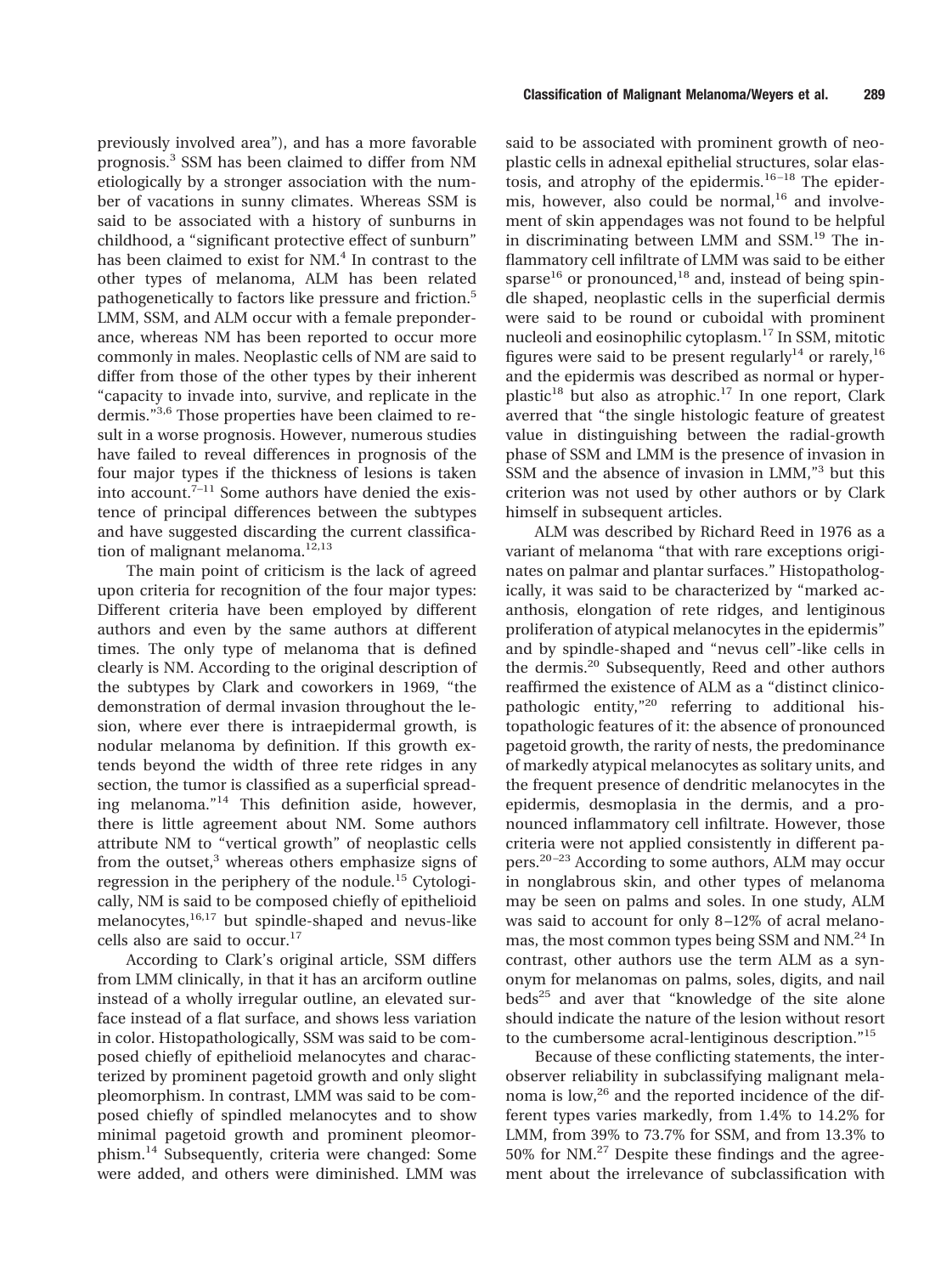previously involved area"), and has a more favorable prognosis.[3] SSM has been claimed to differ from NM etiologically by a stronger association with the number of vacations in sunny climates. Whereas SSM is said to be associated with a history of sunburns in childhood, a "significant protective effect of sunburn" has been claimed to exist for NM.[4] In contrast to the other types of melanoma, ALM has been related pathogenetically to factors like pressure and friction.[5] LMM, SSM, and ALM occur with a female preponderance, whereas NM has been reported to occur more commonly in males. Neoplastic cells of NM are said to differ from those of the other types by their inherent "capacity to invade into, survive, and replicate in the dermis."[3,6] Those properties have been claimed to result in a worse prognosis. However, numerous studies have failed to reveal differences in prognosis of the four major types if the thickness of lesions is taken into account.[7–11] Some authors have denied the existence of principal differences between the subtypes and have suggested discarding the current classification of malignant melanoma.[12,13]

The main point of criticism is the lack of agreed upon criteria for recognition of the four major types: Different criteria have been employed by different authors and even by the same authors at different times. The only type of melanoma that is defined clearly is NM. According to the original description of the subtypes by Clark and coworkers in 1969, "the demonstration of dermal invasion throughout the lesion, where ever there is intraepidermal growth, is nodular melanoma by definition. If this growth extends beyond the width of three rete ridges in any section, the tumor is classified as a superficial spreading melanoma."[14] This definition aside, however, there is little agreement about NM. Some authors attribute NM to "vertical growth" of neoplastic cells from the outset,[3] whereas others emphasize signs of regression in the periphery of the nodule.[15] Cytologically, NM is said to be composed chiefly of epithelioid melanocytes,[16,17] but spindle-shaped and nevus-like cells also are said to occur.[17]

According to Clark's original article, SSM differs from LMM clinically, in that it has an arciform outline instead of a wholly irregular outline, an elevated surface instead of a flat surface, and shows less variation in color. Histopathologically, SSM was said to be composed chiefly of epithelioid melanocytes and characterized by prominent pagetoid growth and only slight pleomorphism. In contrast, LMM was said to be composed chiefly of spindled melanocytes and to show minimal pagetoid growth and prominent pleomorphism.[14] Subsequently, criteria were changed: Some were added, and others were diminished. LMM was said to be associated with prominent growth of neoplastic cells in adnexal epithelial structures, solar elastosis, and atrophy of the epidermis.[16–18] The epidermis, however, also could be normal,[16] and involvement of skin appendages was not found to be helpful in discriminating between LMM and SSM.[19] The inflammatory cell infiltrate of LMM was said to be either sparse[16] or pronounced,[18] and, instead of being spindle shaped, neoplastic cells in the superficial dermis were said to be round or cuboidal with prominent nucleoli and eosinophilic cytoplasm.[17] In SSM, mitotic figures were said to be present regularly[14] or rarely,[16] and the epidermis was described as normal or hyperplastic[18] but also as atrophic.[17] In one report, Clark averred that "the single histologic feature of greatest value in distinguishing between the radial-growth phase of SSM and LMM is the presence of invasion in SSM and the absence of invasion in LMM,"[3] but this criterion was not used by other authors or by Clark himself in subsequent articles.

ALM was described by Richard Reed in 1976 as a variant of melanoma "that with rare exceptions originates on palmar and plantar surfaces." Histopathologically, it was said to be characterized by "marked acanthosis, elongation of rete ridges, and lentiginous proliferation of atypical melanocytes in the epidermis" and by spindle-shaped and "nevus cell"-like cells in the dermis.[20] Subsequently, Reed and other authors reaffirmed the existence of ALM as a "distinct clinicopathologic entity,"[20] referring to additional histopathologic features of it: the absence of pronounced pagetoid growth, the rarity of nests, the predominance of markedly atypical melanocytes as solitary units, and the frequent presence of dendritic melanocytes in the epidermis, desmoplasia in the dermis, and a pronounced inflammatory cell infiltrate. However, those criteria were not applied consistently in different papers.[20–23] According to some authors, ALM may occur in nonglabrous skin, and other types of melanoma may be seen on palms and soles. In one study, ALM was said to account for only 8–12% of acral melanomas, the most common types being SSM and NM.[24] In contrast, other authors use the term ALM as a synonym for melanomas on palms, soles, digits, and nail beds[25] and aver that "knowledge of the site alone should indicate the nature of the lesion without resort to the cumbersome acral-lentiginous description."[15]

Because of these conflicting statements, the interobserver reliability in subclassifying malignant melanoma is low,[26] and the reported incidence of the different types varies markedly, from 1.4% to 14.2% for LMM, from 39% to 73.7% for SSM, and from 13.3% to 50% for NM.[27] Despite these findings and the agreement about the irrelevance of subclassification with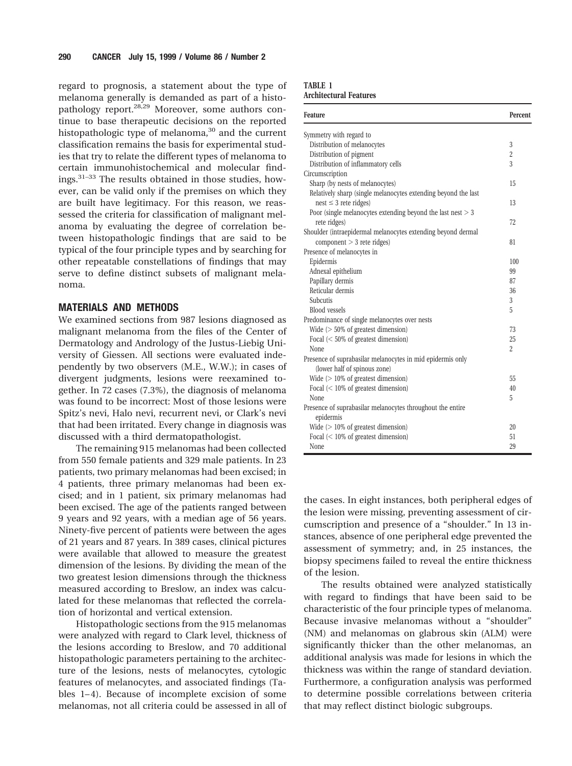regard to prognosis, a statement about the type of melanoma generally is demanded as part of a histopathology report.[28,29] Moreover, some authors continue to base therapeutic decisions on the reported histopathologic type of melanoma,[30] and the current classification remains the basis for experimental studies that try to relate the different types of melanoma to certain immunohistochemical and molecular findings.[31–33] The results obtained in those studies, however, can be valid only if the premises on which they are built have legitimacy. For this reason, we reassessed the criteria for classification of malignant melanoma by evaluating the degree of correlation between histopathologic findings that are said to be typical of the four principle types and by searching for other repeatable constellations of findings that may serve to define distinct subsets of malignant melanoma.

## MATERIALS AND METHODS

We examined sections from 987 lesions diagnosed as malignant melanoma from the files of the Center of Dermatology and Andrology of the Justus-Liebig University of Giessen. All sections were evaluated independently by two observers (M.E., W.W.); in cases of divergent judgments, lesions were reexamined together. In 72 cases (7.3%), the diagnosis of melanoma was found to be incorrect: Most of those lesions were Spitz's nevi, Halo nevi, recurrent nevi, or Clark's nevi that had been irritated. Every change in diagnosis was discussed with a third dermatopathologist.

The remaining 915 melanomas had been collected from 550 female patients and 329 male patients. In 23 patients, two primary melanomas had been excised; in 4 patients, three primary melanomas had been excised; and in 1 patient, six primary melanomas had been excised. The age of the patients ranged between 9 years and 92 years, with a median age of 56 years. Ninety-five percent of patients were between the ages of 21 years and 87 years. In 389 cases, clinical pictures were available that allowed to measure the greatest dimension of the lesions. By dividing the mean of the two greatest lesion dimensions through the thickness measured according to Breslow, an index was calculated for these melanomas that reflected the correlation of horizontal and vertical extension.

Histopathologic sections from the 915 melanomas were analyzed with regard to Clark level, thickness of the lesions according to Breslow, and 70 additional histopathologic parameters pertaining to the architecture of the lesions, nests of melanocytes, cytologic features of melanocytes, and associated findings (Tables 1–4). Because of incomplete excision of some melanomas, not all criteria could be assessed in all of the cases. In eight instances, both peripheral edges of the lesion were missing, preventing assessment of circumscription and presence of a "shoulder." In 13 instances, absence of one peripheral edge prevented the assessment of symmetry; and, in 25 instances, the biopsy specimens failed to reveal the entire thickness of the lesion.

The results obtained were analyzed statistically with regard to findings that have been said to be characteristic of the four principle types of melanoma. Because invasive melanomas without a "shoulder" (NM) and melanomas on glabrous skin (ALM) were significantly thicker than the other melanomas, an additional analysis was made for lesions in which the thickness was within the range of standard deviation. Furthermore, a configuration analysis was performed to determine possible correlations between criteria that may reflect distinct biologic subgroups.

**TABLE 1**
**Architectural Features**

| Feature | Percent |
|---|---|
| Symmetry with regard to | |
| Distribution of melanocytes | 3 |
| Distribution of pigment | 2 |
| Distribution of inflammatory cells | 3 |
| Circumscription | |
| Sharp (by nests of melanocytes) | 15 |
| Relatively sharp (single melanocytes extending beyond the last nest ≤ 3 rete ridges) | 13 |
| Poor (single melanocytes extending beyond the last nest > 3 rete ridges) | 72 |
| Shoulder (intraepidermal melanocytes extending beyond dermal component > 3 rete ridges) | 81 |
| Presence of melanocytes in | |
| Epidermis | 100 |
| Adnexal epithelium | 99 |
| Papillary dermis | 87 |
| Reticular dermis | 36 |
| Subcutis | 3 |
| Blood vessels | 5 |
| Predominance of single melanocytes over nests | |
| Wide (> 50% of greatest dimension) | 73 |
| Focal (< 50% of greatest dimension) | 25 |
| None | 2 |
| Presence of suprabasilar melanocytes in mid epidermis only (lower half of spinous zone) | |
| Wide (> 10% of greatest dimension) | 55 |
| Focal (< 10% of greatest dimension) | 40 |
| None | 5 |
| Presence of suprabasilar melanocytes throughout the entire epidermis | |
| Wide (> 10% of greatest dimension) | 20 |
| Focal (< 10% of greatest dimension) | 51 |
| None | 29 |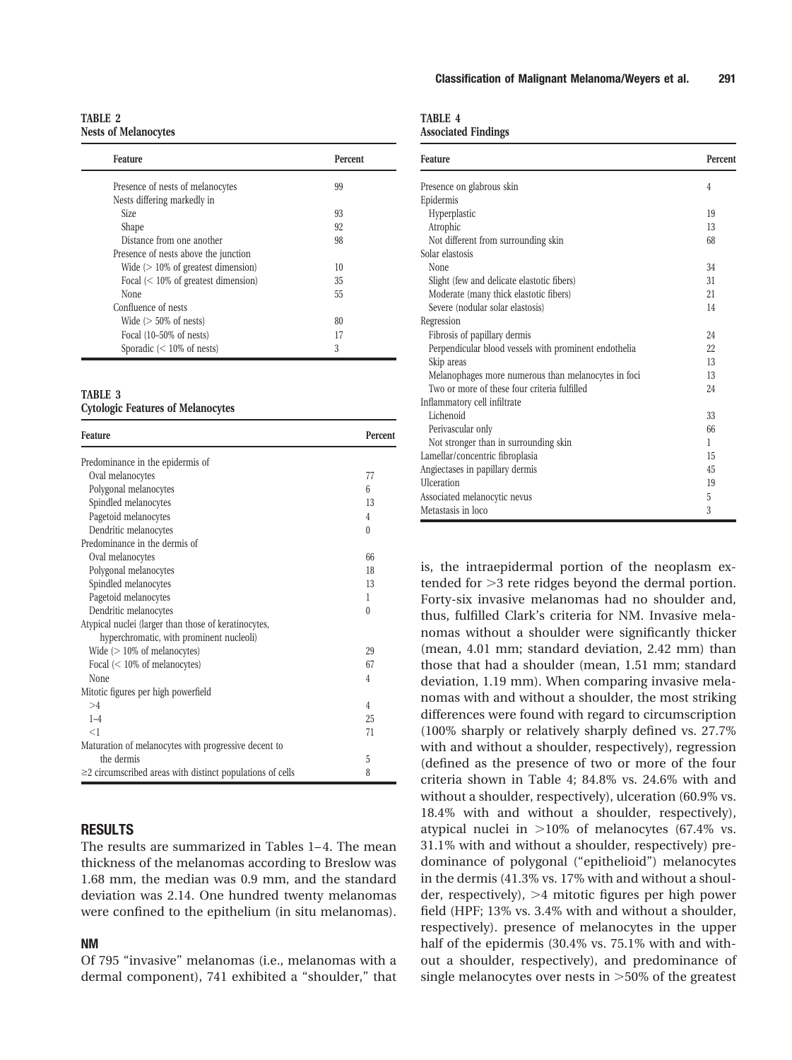**TABLE 2**
**Nests of Melanocytes**

| Feature | Percent |
|---|---|
| Presence of nests of melanocytes | 99 |
| Nests differing markedly in | |
| Size | 93 |
| Shape | 92 |
| Distance from one another | 98 |
| Presence of nests above the junction | |
| Wide (> 10% of greatest dimension) | 10 |
| Focal (< 10% of greatest dimension) | 35 |
| None | 55 |
| Confluence of nests | |
| Wide (> 50% of nests) | 80 |
| Focal (10–50% of nests) | 17 |
| Sporadic (< 10% of nests) | 3 |

**TABLE 3**
**Cytologic Features of Melanocytes**

| Feature | Percent |
|---|---|
| Predominance in the epidermis of | |
| Oval melanocytes | 77 |
| Polygonal melanocytes | 6 |
| Spindled melanocytes | 13 |
| Pagetoid melanocytes | 4 |
| Dendritic melanocytes | 0 |
| Predominance in the dermis of | |
| Oval melanocytes | 66 |
| Polygonal melanocytes | 18 |
| Spindled melanocytes | 13 |
| Pagetoid melanocytes | 1 |
| Dendritic melanocytes | 0 |
| Atypical nuclei (larger than those of keratinocytes, hyperchromatic, with prominent nucleoli) | |
| Wide (> 10% of melanocytes) | 29 |
| Focal (< 10% of melanocytes) | 67 |
| None | 4 |
| Mitotic figures per high powerfield | |
| >4 | 4 |
| 1–4 | 25 |
| <1 | 71 |
| Maturation of melanocytes with progressive decent to the dermis | 5 |
| ≥2 circumscribed areas with distinct populations of cells | 8 |

**TABLE 4**
**Associated Findings**

| Feature | Percent |
|---|---|
| Presence on glabrous skin | 4 |
| Epidermis | |
| Hyperplastic | 19 |
| Atrophic | 13 |
| Not different from surrounding skin | 68 |
| Solar elastosis | |
| None | 34 |
| Slight (few and delicate elastotic fibers) | 31 |
| Moderate (many thick elastotic fibers) | 21 |
| Severe (nodular solar elastosis) | 14 |
| Regression | |
| Fibrosis of papillary dermis | 24 |
| Perpendicular blood vessels with prominent endothelia | 22 |
| Skip areas | 13 |
| Melanophages more numerous than melanocytes in foci | 13 |
| Two or more of these four criteria fulfilled | 24 |
| Inflammatory cell infiltrate | |
| Lichenoid | 33 |
| Perivascular only | 66 |
| Not stronger than in surrounding skin | 1 |
| Lamellar/concentric fibroplasia | 15 |
| Angiectases in papillary dermis | 45 |
| Ulceration | 19 |
| Associated melanocytic nevus | 5 |
| Metastasis in loco | 3 |

## RESULTS

The results are summarized in Tables 1–4. The mean thickness of the melanomas according to Breslow was 1.68 mm, the median was 0.9 mm, and the standard deviation was 2.14. One hundred twenty melanomas were confined to the epithelium (in situ melanomas).

### NM

Of 795 "invasive" melanomas (i.e., melanomas with a dermal component), 741 exhibited a "shoulder," that is, the intraepidermal portion of the neoplasm extended for >3 rete ridges beyond the dermal portion. Forty-six invasive melanomas had no shoulder and, thus, fulfilled Clark's criteria for NM. Invasive melanomas without a shoulder were significantly thicker (mean, 4.01 mm; standard deviation, 2.42 mm) than those that had a shoulder (mean, 1.51 mm; standard deviation, 1.19 mm). When comparing invasive melanomas with and without a shoulder, the most striking differences were found with regard to circumscription (100% sharply or relatively sharply defined vs. 27.7% with and without a shoulder, respectively), regression (defined as the presence of two or more of the four criteria shown in Table 4; 84.8% vs. 24.6% with and without a shoulder, respectively), ulceration (60.9% vs. 18.4% with and without a shoulder, respectively), atypical nuclei in >10% of melanocytes (67.4% vs. 31.1% with and without a shoulder, respectively) predominance of polygonal ("epithelioid") melanocytes in the dermis (41.3% vs. 17% with and without a shoulder, respectively), >4 mitotic figures per high power field (HPF; 13% vs. 3.4% with and without a shoulder, respectively). presence of melanocytes in the upper half of the epidermis (30.4% vs. 75.1% with and without a shoulder, respectively), and predominance of single melanocytes over nests in >50% of the greatest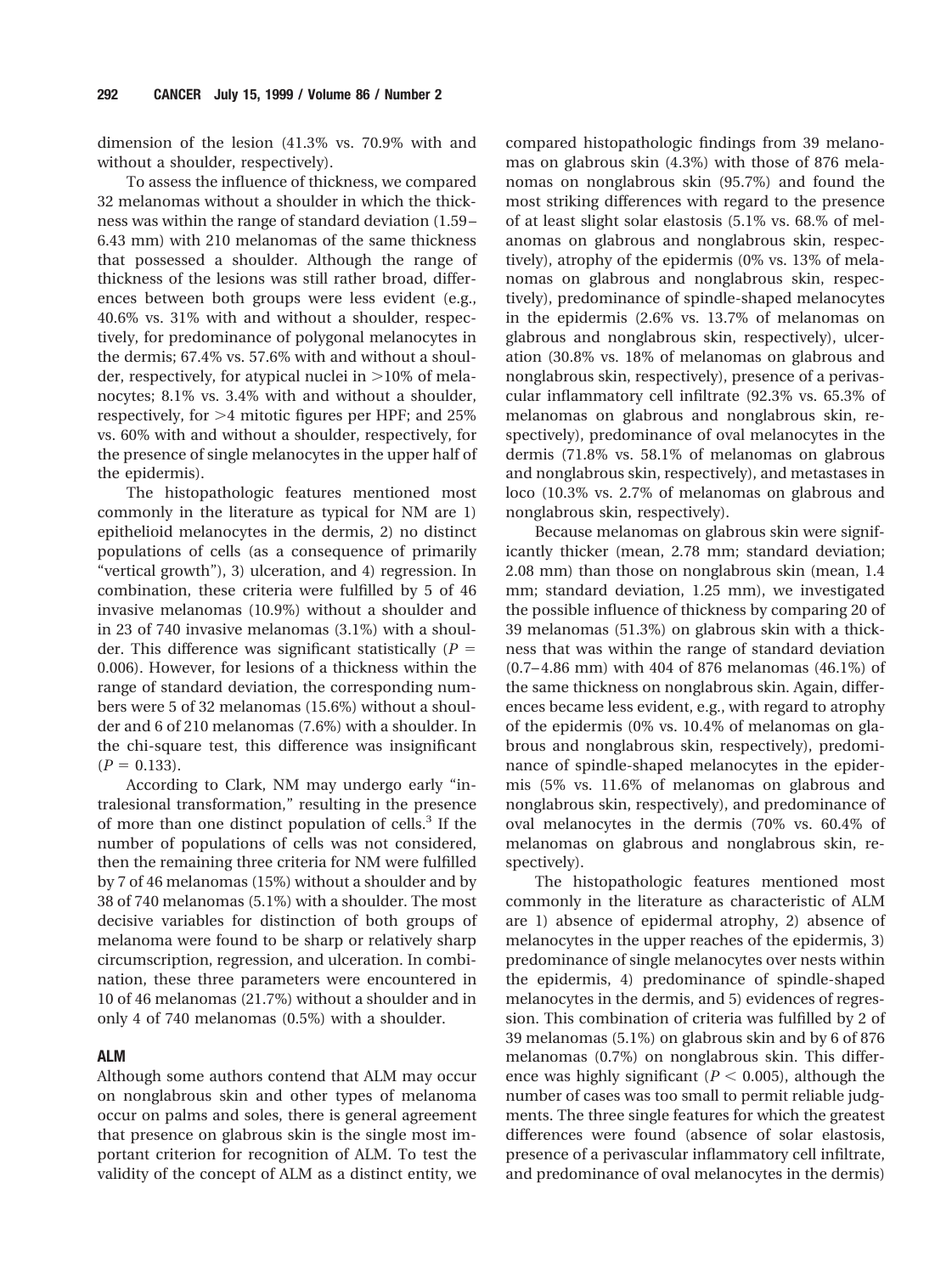dimension of the lesion (41.3% vs. 70.9% with and without a shoulder, respectively).

To assess the influence of thickness, we compared 32 melanomas without a shoulder in which the thickness was within the range of standard deviation (1.59–6.43 mm) with 210 melanomas of the same thickness that possessed a shoulder. Although the range of thickness of the lesions was still rather broad, differences between both groups were less evident (e.g., 40.6% vs. 31% with and without a shoulder, respectively, for predominance of polygonal melanocytes in the dermis; 67.4% vs. 57.6% with and without a shoulder, respectively, for atypical nuclei in >10% of melanocytes; 8.1% vs. 3.4% with and without a shoulder, respectively, for >4 mitotic figures per HPF; and 25% vs. 60% with and without a shoulder, respectively, for the presence of single melanocytes in the upper half of the epidermis).

The histopathologic features mentioned most commonly in the literature as typical for NM are 1) epithelioid melanocytes in the dermis, 2) no distinct populations of cells (as a consequence of primarily "vertical growth"), 3) ulceration, and 4) regression. In combination, these criteria were fulfilled by 5 of 46 invasive melanomas (10.9%) without a shoulder and in 23 of 740 invasive melanomas (3.1%) with a shoulder. This difference was significant statistically ($P = 0.006$). However, for lesions of a thickness within the range of standard deviation, the corresponding numbers were 5 of 32 melanomas (15.6%) without a shoulder and 6 of 210 melanomas (7.6%) with a shoulder. In the chi-square test, this difference was insignificant ($P = 0.133$).

According to Clark, NM may undergo early "intralesional transformation," resulting in the presence of more than one distinct population of cells.[3] If the number of populations of cells was not considered, then the remaining three criteria for NM were fulfilled by 7 of 46 melanomas (15%) without a shoulder and by 38 of 740 melanomas (5.1%) with a shoulder. The most decisive variables for distinction of both groups of melanoma were found to be sharp or relatively sharp circumscription, regression, and ulceration. In combination, these three parameters were encountered in 10 of 46 melanomas (21.7%) without a shoulder and in only 4 of 740 melanomas (0.5%) with a shoulder.

## ALM

Although some authors contend that ALM may occur on nonglabrous skin and other types of melanoma occur on palms and soles, there is general agreement that presence on glabrous skin is the single most important criterion for recognition of ALM. To test the validity of the concept of ALM as a distinct entity, we compared histopathologic findings from 39 melanomas on glabrous skin (4.3%) with those of 876 melanomas on nonglabrous skin (95.7%) and found the most striking differences with regard to the presence of at least slight solar elastosis (5.1% vs. 68.% of melanomas on glabrous and nonglabrous skin, respectively), atrophy of the epidermis (0% vs. 13% of melanomas on glabrous and nonglabrous skin, respectively), predominance of spindle-shaped melanocytes in the epidermis (2.6% vs. 13.7% of melanomas on glabrous and nonglabrous skin, respectively), ulceration (30.8% vs. 18% of melanomas on glabrous and nonglabrous skin, respectively), presence of a perivascular inflammatory cell infiltrate (92.3% vs. 65.3% of melanomas on glabrous and nonglabrous skin, respectively), predominance of oval melanocytes in the dermis (71.8% vs. 58.1% of melanomas on glabrous and nonglabrous skin, respectively), and metastases in loco (10.3% vs. 2.7% of melanomas on glabrous and nonglabrous skin, respectively).

Because melanomas on glabrous skin were significantly thicker (mean, 2.78 mm; standard deviation; 2.08 mm) than those on nonglabrous skin (mean, 1.4 mm; standard deviation, 1.25 mm), we investigated the possible influence of thickness by comparing 20 of 39 melanomas (51.3%) on glabrous skin with a thickness that was within the range of standard deviation (0.7–4.86 mm) with 404 of 876 melanomas (46.1%) of the same thickness on nonglabrous skin. Again, differences became less evident, e.g., with regard to atrophy of the epidermis (0% vs. 10.4% of melanomas on glabrous and nonglabrous skin, respectively), predominance of spindle-shaped melanocytes in the epidermis (5% vs. 11.6% of melanomas on glabrous and nonglabrous skin, respectively), and predominance of oval melanocytes in the dermis (70% vs. 60.4% of melanomas on glabrous and nonglabrous skin, respectively).

The histopathologic features mentioned most commonly in the literature as characteristic of ALM are 1) absence of epidermal atrophy, 2) absence of melanocytes in the upper reaches of the epidermis, 3) predominance of single melanocytes over nests within the epidermis, 4) predominance of spindle-shaped melanocytes in the dermis, and 5) evidences of regression. This combination of criteria was fulfilled by 2 of 39 melanomas (5.1%) on glabrous skin and by 6 of 876 melanomas (0.7%) on nonglabrous skin. This difference was highly significant ($P < 0.005$), although the number of cases was too small to permit reliable judgments. The three single features for which the greatest differences were found (absence of solar elastosis, presence of a perivascular inflammatory cell infiltrate, and predominance of oval melanocytes in the dermis)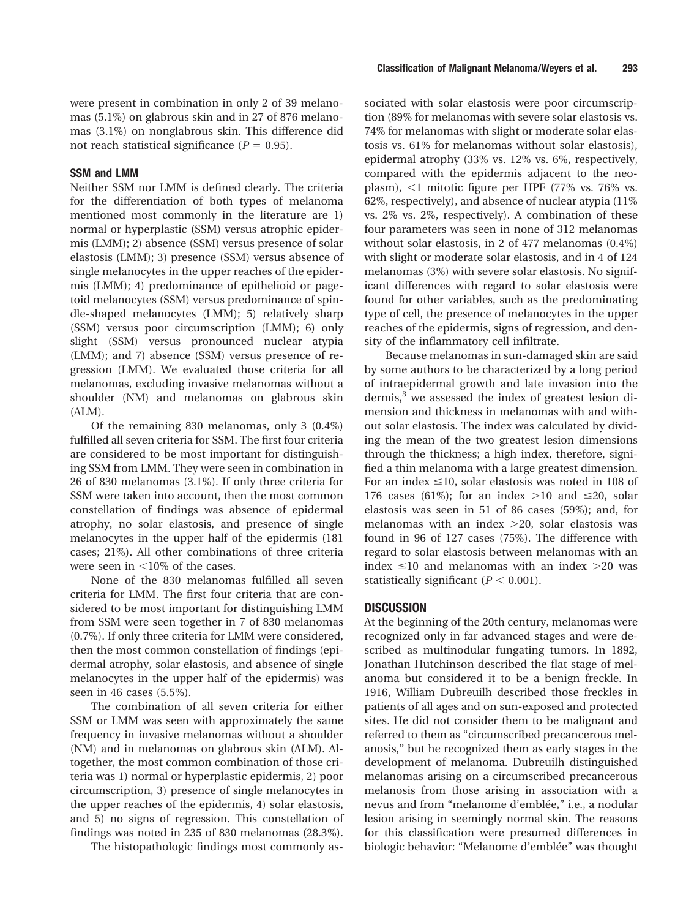were present in combination in only 2 of 39 melanomas (5.1%) on glabrous skin and in 27 of 876 melanomas (3.1%) on nonglabrous skin. This difference did not reach statistical significance ($P = 0.95$).

### SSM and LMM

Neither SSM nor LMM is defined clearly. The criteria for the differentiation of both types of melanoma mentioned most commonly in the literature are 1) normal or hyperplastic (SSM) versus atrophic epidermis (LMM); 2) absence (SSM) versus presence of solar elastosis (LMM); 3) presence (SSM) versus absence of single melanocytes in the upper reaches of the epidermis (LMM); 4) predominance of epithelioid or pagetoid melanocytes (SSM) versus predominance of spindle-shaped melanocytes (LMM); 5) relatively sharp (SSM) versus poor circumscription (LMM); 6) only slight (SSM) versus pronounced nuclear atypia (LMM); and 7) absence (SSM) versus presence of regression (LMM). We evaluated those criteria for all melanomas, excluding invasive melanomas without a shoulder (NM) and melanomas on glabrous skin (ALM).

Of the remaining 830 melanomas, only 3 (0.4%) fulfilled all seven criteria for SSM. The first four criteria are considered to be most important for distinguishing SSM from LMM. They were seen in combination in 26 of 830 melanomas (3.1%). If only three criteria for SSM were taken into account, then the most common constellation of findings was absence of epidermal atrophy, no solar elastosis, and presence of single melanocytes in the upper half of the epidermis (181 cases; 21%). All other combinations of three criteria were seen in <10% of the cases.

None of the 830 melanomas fulfilled all seven criteria for LMM. The first four criteria that are considered to be most important for distinguishing LMM from SSM were seen together in 7 of 830 melanomas (0.7%). If only three criteria for LMM were considered, then the most common constellation of findings (epidermal atrophy, solar elastosis, and absence of single melanocytes in the upper half of the epidermis) was seen in 46 cases (5.5%).

The combination of all seven criteria for either SSM or LMM was seen with approximately the same frequency in invasive melanomas without a shoulder (NM) and in melanomas on glabrous skin (ALM). Altogether, the most common combination of those criteria was 1) normal or hyperplastic epidermis, 2) poor circumscription, 3) presence of single melanocytes in the upper reaches of the epidermis, 4) solar elastosis, and 5) no signs of regression. This constellation of findings was noted in 235 of 830 melanomas (28.3%).

The histopathologic findings most commonly associated with solar elastosis were poor circumscription (89% for melanomas with severe solar elastosis vs. 74% for melanomas with slight or moderate solar elastosis vs. 61% for melanomas without solar elastosis), epidermal atrophy (33% vs. 12% vs. 6%, respectively, compared with the epidermis adjacent to the neoplasm), <1 mitotic figure per HPF (77% vs. 76% vs. 62%, respectively), and absence of nuclear atypia (11% vs. 2% vs. 2%, respectively). A combination of these four parameters was seen in none of 312 melanomas without solar elastosis, in 2 of 477 melanomas (0.4%) with slight or moderate solar elastosis, and in 4 of 124 melanomas (3%) with severe solar elastosis. No significant differences with regard to solar elastosis were found for other variables, such as the predominating type of cell, the presence of melanocytes in the upper reaches of the epidermis, signs of regression, and density of the inflammatory cell infiltrate.

Because melanomas in sun-damaged skin are said by some authors to be characterized by a long period of intraepidermal growth and late invasion into the dermis,[3] we assessed the index of greatest lesion dimension and thickness in melanomas with and without solar elastosis. The index was calculated by dividing the mean of the two greatest lesion dimensions through the thickness; a high index, therefore, signified a thin melanoma with a large greatest dimension. For an index $\leq 10$, solar elastosis was noted in 108 of 176 cases (61%); for an index $>10$ and $\leq 20$, solar elastosis was seen in 51 of 86 cases (59%); and, for melanomas with an index $>20$, solar elastosis was found in 96 of 127 cases (75%). The difference with regard to solar elastosis between melanomas with an index $\leq 10$ and melanomas with an index $>20$ was statistically significant ($P < 0.001$).

## DISCUSSION

At the beginning of the 20th century, melanomas were recognized only in far advanced stages and were described as multinodular fungating tumors. In 1892, Jonathan Hutchinson described the flat stage of melanoma but considered it to be a benign freckle. In 1916, William Dubreuilh described those freckles in patients of all ages and on sun-exposed and protected sites. He did not consider them to be malignant and referred to them as "circumscribed precancerous melanosis," but he recognized them as early stages in the development of melanoma. Dubreuilh distinguished melanomas arising on a circumscribed precancerous melanosis from those arising in association with a nevus and from "melanome d'emblée," i.e., a nodular lesion arising in seemingly normal skin. The reasons for this classification were presumed differences in biologic behavior: "Melanome d'emblée" was thought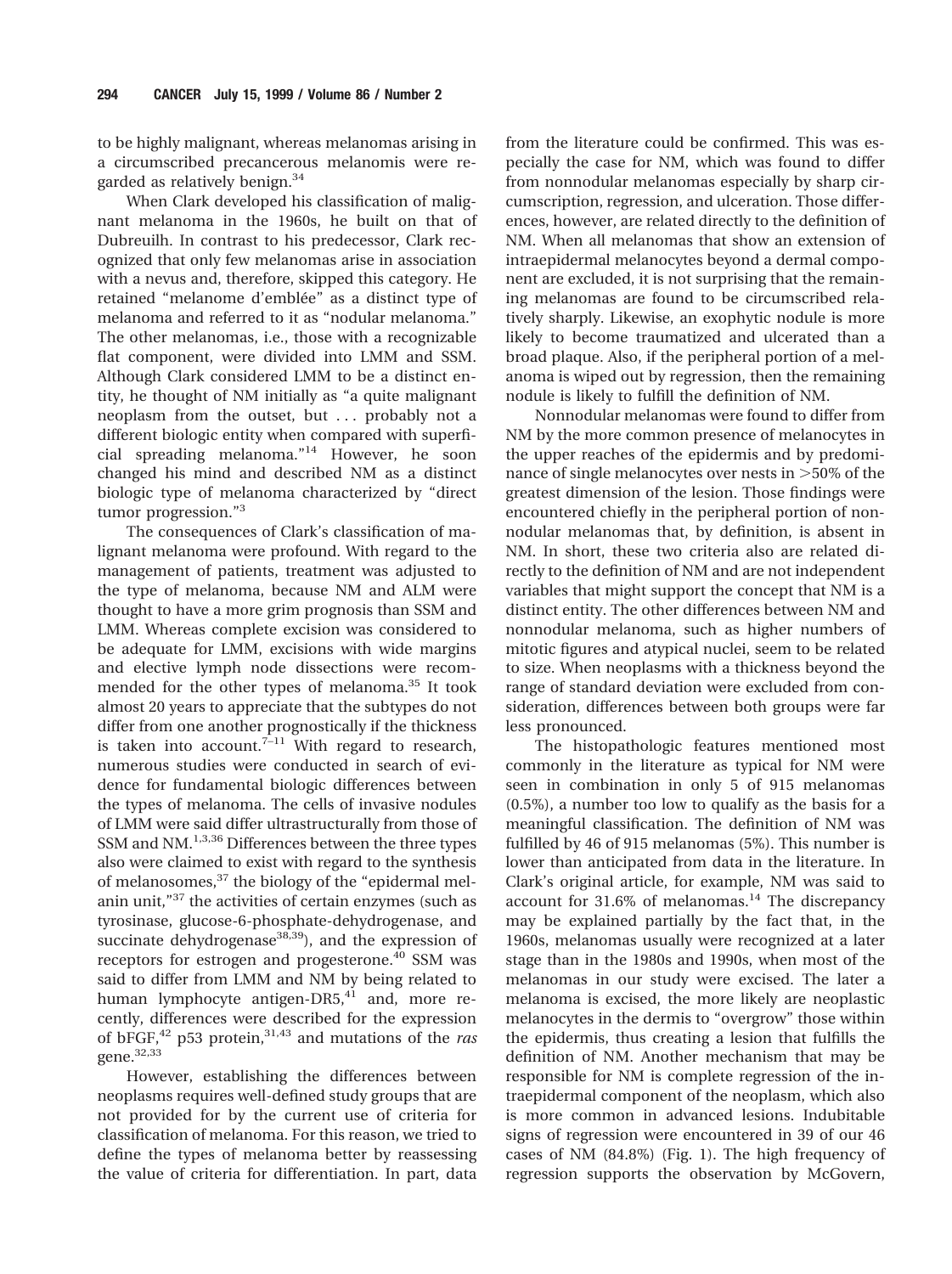to be highly malignant, whereas melanomas arising in a circumscribed precancerous melanomis were regarded as relatively benign.[34]

When Clark developed his classification of malignant melanoma in the 1960s, he built on that of Dubreuilh. In contrast to his predecessor, Clark recognized that only few melanomas arise in association with a nevus and, therefore, skipped this category. He retained "melanome d'emblée" as a distinct type of melanoma and referred to it as "nodular melanoma." The other melanomas, i.e., those with a recognizable flat component, were divided into LMM and SSM. Although Clark considered LMM to be a distinct entity, he thought of NM initially as "a quite malignant neoplasm from the outset, but . . . probably not a different biologic entity when compared with superficial spreading melanoma."[14] However, he soon changed his mind and described NM as a distinct biologic type of melanoma characterized by "direct tumor progression."[3]

The consequences of Clark's classification of malignant melanoma were profound. With regard to the management of patients, treatment was adjusted to the type of melanoma, because NM and ALM were thought to have a more grim prognosis than SSM and LMM. Whereas complete excision was considered to be adequate for LMM, excisions with wide margins and elective lymph node dissections were recommended for the other types of melanoma.[35] It took almost 20 years to appreciate that the subtypes do not differ from one another prognostically if the thickness is taken into account.[7–11] With regard to research, numerous studies were conducted in search of evidence for fundamental biologic differences between the types of melanoma. The cells of invasive nodules of LMM were said differ ultrastructurally from those of SSM and NM.[1,3,36] Differences between the three types also were claimed to exist with regard to the synthesis of melanosomes,[37] the biology of the "epidermal melanin unit,"[37] the activities of certain enzymes (such as tyrosinase, glucose-6-phosphate-dehydrogenase, and succinate dehydrogenase[38,39]), and the expression of receptors for estrogen and progesterone.[40] SSM was said to differ from LMM and NM by being related to human lymphocyte antigen-DR5,[41] and, more recently, differences were described for the expression of bFGF,[42] p53 protein,[31,43] and mutations of the *ras* gene.[32,33]

However, establishing the differences between neoplasms requires well-defined study groups that are not provided for by the current use of criteria for classification of melanoma. For this reason, we tried to define the types of melanoma better by reassessing the value of criteria for differentiation. In part, data from the literature could be confirmed. This was especially the case for NM, which was found to differ from nonnodular melanomas especially by sharp circumscription, regression, and ulceration. Those differences, however, are related directly to the definition of NM. When all melanomas that show an extension of intraepidermal melanocytes beyond a dermal component are excluded, it is not surprising that the remaining melanomas are found to be circumscribed relatively sharply. Likewise, an exophytic nodule is more likely to become traumatized and ulcerated than a broad plaque. Also, if the peripheral portion of a melanoma is wiped out by regression, then the remaining nodule is likely to fulfill the definition of NM.

Nonnodular melanomas were found to differ from NM by the more common presence of melanocytes in the upper reaches of the epidermis and by predominance of single melanocytes over nests in >50% of the greatest dimension of the lesion. Those findings were encountered chiefly in the peripheral portion of nonnodular melanomas that, by definition, is absent in NM. In short, these two criteria also are related directly to the definition of NM and are not independent variables that might support the concept that NM is a distinct entity. The other differences between NM and nonnodular melanoma, such as higher numbers of mitotic figures and atypical nuclei, seem to be related to size. When neoplasms with a thickness beyond the range of standard deviation were excluded from consideration, differences between both groups were far less pronounced.

The histopathologic features mentioned most commonly in the literature as typical for NM were seen in combination in only 5 of 915 melanomas (0.5%), a number too low to qualify as the basis for a meaningful classification. The definition of NM was fulfilled by 46 of 915 melanomas (5%). This number is lower than anticipated from data in the literature. In Clark's original article, for example, NM was said to account for 31.6% of melanomas.[14] The discrepancy may be explained partially by the fact that, in the 1960s, melanomas usually were recognized at a later stage than in the 1980s and 1990s, when most of the melanomas in our study were excised. The later a melanoma is excised, the more likely are neoplastic melanocytes in the dermis to "overgrow" those within the epidermis, thus creating a lesion that fulfills the definition of NM. Another mechanism that may be responsible for NM is complete regression of the intraepidermal component of the neoplasm, which also is more common in advanced lesions. Indubitable signs of regression were encountered in 39 of our 46 cases of NM (84.8%) (Fig. 1). The high frequency of regression supports the observation by McGovern,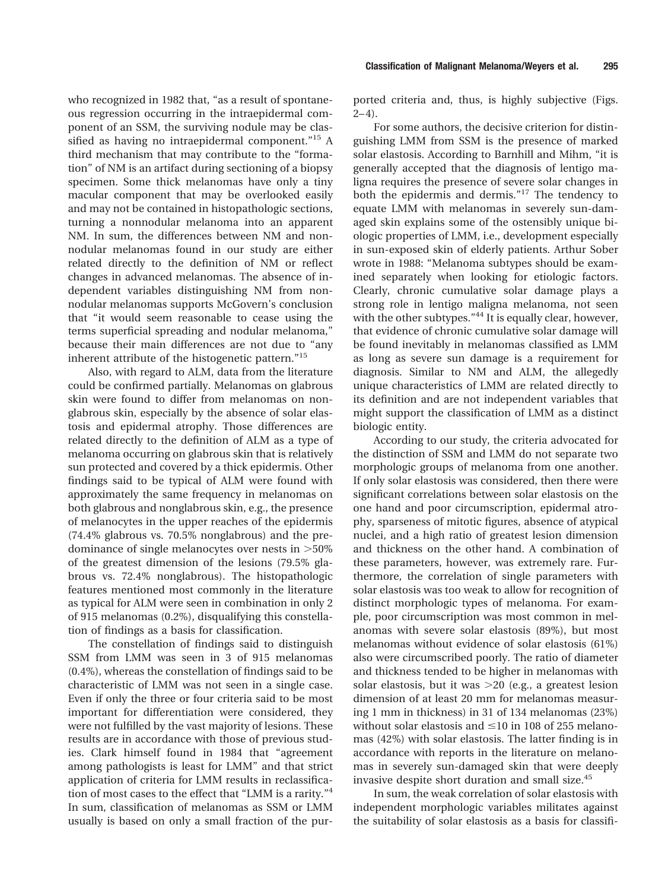who recognized in 1982 that, "as a result of spontaneous regression occurring in the intraepidermal component of an SSM, the surviving nodule may be classified as having no intraepidermal component."[15] A third mechanism that may contribute to the "formation" of NM is an artifact during sectioning of a biopsy specimen. Some thick melanomas have only a tiny macular component that may be overlooked easily and may not be contained in histopathologic sections, turning a nonnodular melanoma into an apparent NM. In sum, the differences between NM and nonnodular melanomas found in our study are either related directly to the definition of NM or reflect changes in advanced melanomas. The absence of independent variables distinguishing NM from nonnodular melanomas supports McGovern's conclusion that "it would seem reasonable to cease using the terms superficial spreading and nodular melanoma," because their main differences are not due to "any inherent attribute of the histogenetic pattern."[15]

Also, with regard to ALM, data from the literature could be confirmed partially. Melanomas on glabrous skin were found to differ from melanomas on nonglabrous skin, especially by the absence of solar elastosis and epidermal atrophy. Those differences are related directly to the definition of ALM as a type of melanoma occurring on glabrous skin that is relatively sun protected and covered by a thick epidermis. Other findings said to be typical of ALM were found with approximately the same frequency in melanomas on both glabrous and nonglabrous skin, e.g., the presence of melanocytes in the upper reaches of the epidermis (74.4% glabrous vs. 70.5% nonglabrous) and the predominance of single melanocytes over nests in >50% of the greatest dimension of the lesions (79.5% glabrous vs. 72.4% nonglabrous). The histopathologic features mentioned most commonly in the literature as typical for ALM were seen in combination in only 2 of 915 melanomas (0.2%), disqualifying this constellation of findings as a basis for classification.

The constellation of findings said to distinguish SSM from LMM was seen in 3 of 915 melanomas (0.4%), whereas the constellation of findings said to be characteristic of LMM was not seen in a single case. Even if only the three or four criteria said to be most important for differentiation were considered, they were not fulfilled by the vast majority of lesions. These results are in accordance with those of previous studies. Clark himself found in 1984 that "agreement among pathologists is least for LMM" and that strict application of criteria for LMM results in reclassification of most cases to the effect that "LMM is a rarity."[4] In sum, classification of melanomas as SSM or LMM usually is based on only a small fraction of the purported criteria and, thus, is highly subjective (Figs. 2–4).

For some authors, the decisive criterion for distinguishing LMM from SSM is the presence of marked solar elastosis. According to Barnhill and Mihm, "it is generally accepted that the diagnosis of lentigo maligna requires the presence of severe solar changes in both the epidermis and dermis."[17] The tendency to equate LMM with melanomas in severely sun-damaged skin explains some of the ostensibly unique biologic properties of LMM, i.e., development especially in sun-exposed skin of elderly patients. Arthur Sober wrote in 1988: "Melanoma subtypes should be examined separately when looking for etiologic factors. Clearly, chronic cumulative solar damage plays a strong role in lentigo maligna melanoma, not seen with the other subtypes."[44] It is equally clear, however, that evidence of chronic cumulative solar damage will be found inevitably in melanomas classified as LMM as long as severe sun damage is a requirement for diagnosis. Similar to NM and ALM, the allegedly unique characteristics of LMM are related directly to its definition and are not independent variables that might support the classification of LMM as a distinct biologic entity.

According to our study, the criteria advocated for the distinction of SSM and LMM do not separate two morphologic groups of melanoma from one another. If only solar elastosis was considered, then there were significant correlations between solar elastosis on the one hand and poor circumscription, epidermal atrophy, sparseness of mitotic figures, absence of atypical nuclei, and a high ratio of greatest lesion dimension and thickness on the other hand. A combination of these parameters, however, was extremely rare. Furthermore, the correlation of single parameters with solar elastosis was too weak to allow for recognition of distinct morphologic types of melanoma. For example, poor circumscription was most common in melanomas with severe solar elastosis (89%), but most melanomas without evidence of solar elastosis (61%) also were circumscribed poorly. The ratio of diameter and thickness tended to be higher in melanomas with solar elastosis, but it was >20 (e.g., a greatest lesion dimension of at least 20 mm for melanomas measuring 1 mm in thickness) in 31 of 134 melanomas (23%) without solar elastosis and ≤10 in 108 of 255 melanomas (42%) with solar elastosis. The latter finding is in accordance with reports in the literature on melanomas in severely sun-damaged skin that were deeply invasive despite short duration and small size.[45]

In sum, the weak correlation of solar elastosis with independent morphologic variables militates against the suitability of solar elastosis as a basis for classifi-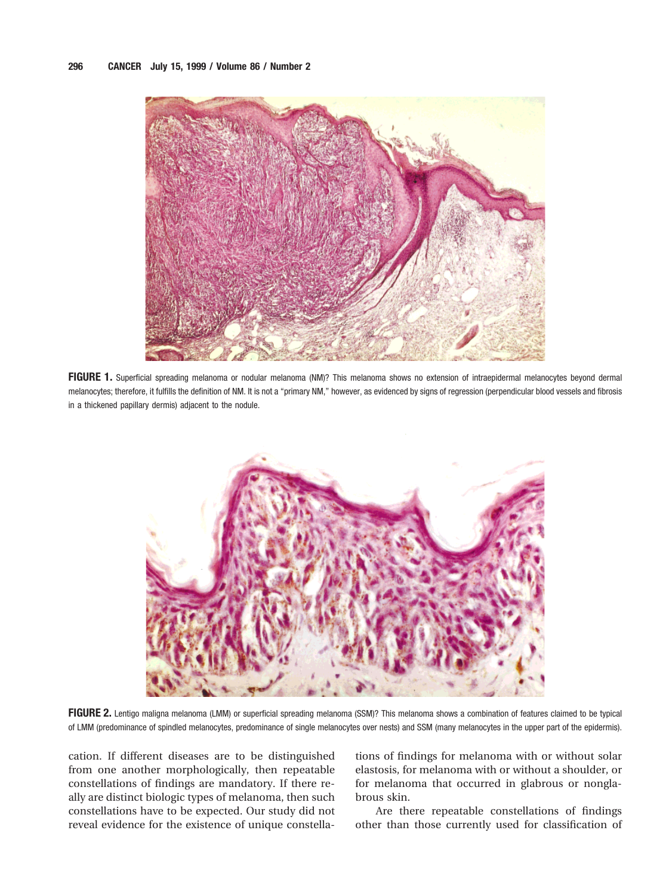**FIGURE 1.** Superficial spreading melanoma or nodular melanoma (NM)? This melanoma shows no extension of intraepidermal melanocytes beyond dermal melanocytes; therefore, it fulfills the definition of NM. It is not a "primary NM," however, as evidenced by signs of regression (perpendicular blood vessels and fibrosis in a thickened papillary dermis) adjacent to the nodule.

**FIGURE 2.** Lentigo maligna melanoma (LMM) or superficial spreading melanoma (SSM)? This melanoma shows a combination of features claimed to be typical of LMM (predominance of spindled melanocytes, predominance of single melanocytes over nests) and SSM (many melanocytes in the upper part of the epidermis).

cation. If different diseases are to be distinguished from one another morphologically, then repeatable constellations of findings are mandatory. If there really are distinct biologic types of melanoma, then such constellations have to be expected. Our study did not reveal evidence for the existence of unique constellations of findings for melanoma with or without solar elastosis, for melanoma with or without a shoulder, or for melanoma that occurred in glabrous or nonglabrous skin.

Are there repeatable constellations of findings other than those currently used for classification of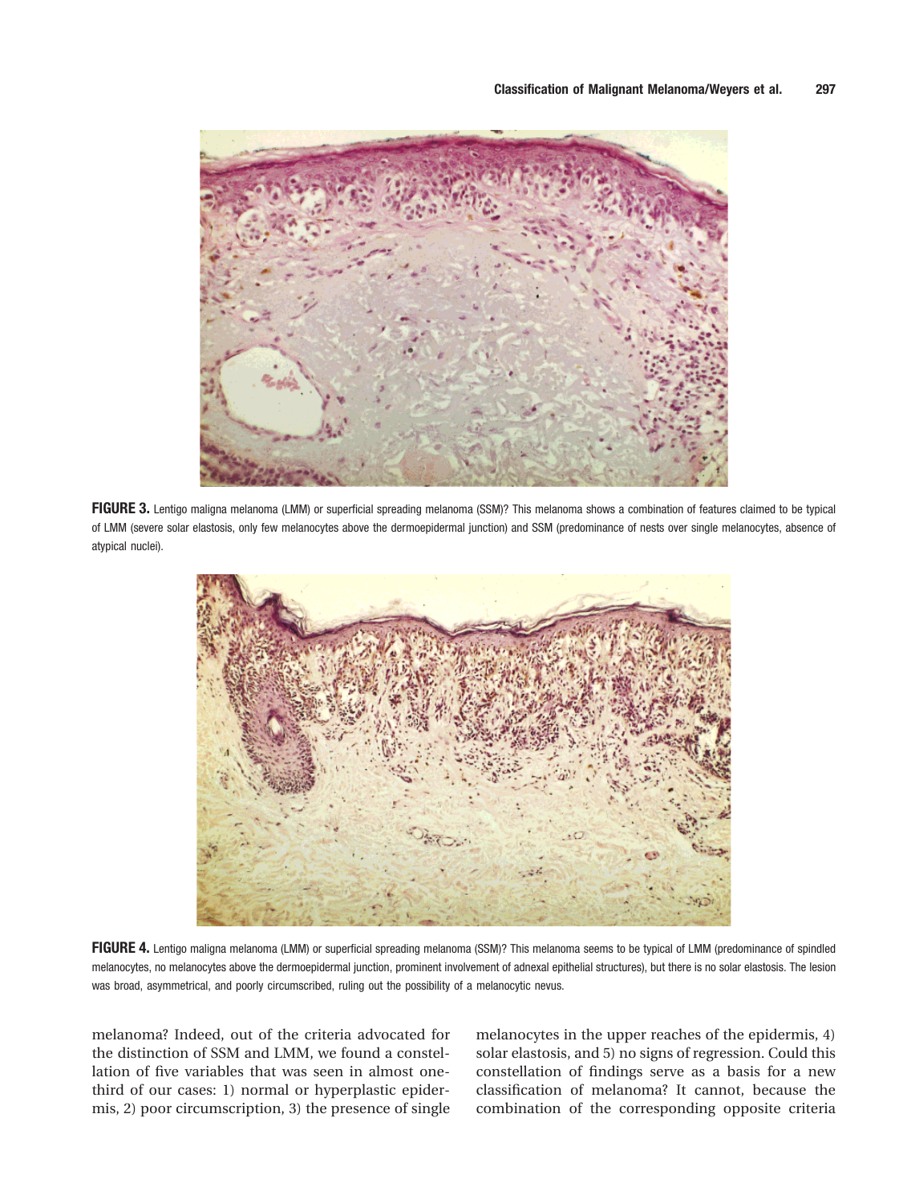FIGURE 3. Lentigo maligna melanoma (LMM) or superficial spreading melanoma (SSM)? This melanoma shows a combination of features claimed to be typical of LMM (severe solar elastosis, only few melanocytes above the dermoepidermal junction) and SSM (predominance of nests over single melanocytes, absence of atypical nuclei).

FIGURE 4. Lentigo maligna melanoma (LMM) or superficial spreading melanoma (SSM)? This melanoma seems to be typical of LMM (predominance of spindled melanocytes, no melanocytes above the dermoepidermal junction, prominent involvement of adnexal epithelial structures), but there is no solar elastosis. The lesion was broad, asymmetrical, and poorly circumscribed, ruling out the possibility of a melanocytic nevus.

melanoma? Indeed, out of the criteria advocated for the distinction of SSM and LMM, we found a constellation of five variables that was seen in almost one-third of our cases: 1) normal or hyperplastic epidermis, 2) poor circumscription, 3) the presence of single melanocytes in the upper reaches of the epidermis, 4) solar elastosis, and 5) no signs of regression. Could this constellation of findings serve as a basis for a new classification of melanoma? It cannot, because the combination of the corresponding opposite criteria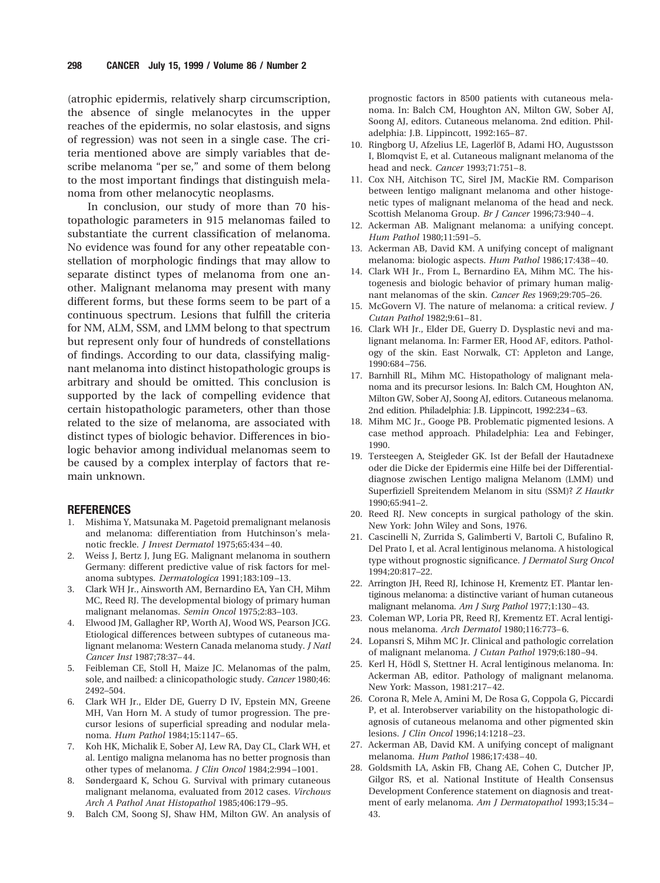(atrophic epidermis, relatively sharp circumscription, the absence of single melanocytes in the upper reaches of the epidermis, no solar elastosis, and signs of regression) was not seen in a single case. The criteria mentioned above are simply variables that describe melanoma "per se," and some of them belong to the most important findings that distinguish melanoma from other melanocytic neoplasms.

In conclusion, our study of more than 70 histopathologic parameters in 915 melanomas failed to substantiate the current classification of melanoma. No evidence was found for any other repeatable constellation of morphologic findings that may allow to separate distinct types of melanoma from one another. Malignant melanoma may present with many different forms, but these forms seem to be part of a continuous spectrum. Lesions that fulfill the criteria for NM, ALM, SSM, and LMM belong to that spectrum but represent only four of hundreds of constellations of findings. According to our data, classifying malignant melanoma into distinct histopathologic groups is arbitrary and should be omitted. This conclusion is supported by the lack of compelling evidence that certain histopathologic parameters, other than those related to the size of melanoma, are associated with distinct types of biologic behavior. Differences in biologic behavior among individual melanomas seem to be caused by a complex interplay of factors that remain unknown.

## REFERENCES

1. Mishima Y, Matsunaka M. Pagetoid premalignant melanosis and melanoma: differentiation from Hutchinson's melanotic freckle. *J Invest Dermatol* 1975;65:434–40.
2. Weiss J, Bertz J, Jung EG. Malignant melanoma in southern Germany: different predictive value of risk factors for melanoma subtypes. *Dermatologica* 1991;183:109–13.
3. Clark WH Jr., Ainsworth AM, Bernardino EA, Yan CH, Mihm MC, Reed RJ. The developmental biology of primary human malignant melanomas. *Semin Oncol* 1975;2:83–103.
4. Elwood JM, Gallagher RP, Worth AJ, Wood WS, Pearson JCG. Etiological differences between subtypes of cutaneous malignant melanoma: Western Canada melanoma study. *J Natl Cancer Inst* 1987;78:37–44.
5. Feibleman CE, Stoll H, Maize JC. Melanomas of the palm, sole, and nailbed: a clinicopathologic study. *Cancer* 1980;46:2492–504.
6. Clark WH Jr., Elder DE, Guerry D IV, Epstein MN, Greene MH, Van Horn M. A study of tumor progression. The precursor lesions of superficial spreading and nodular melanoma. *Hum Pathol* 1984;15:1147–65.
7. Koh HK, Michalik E, Sober AJ, Lew RA, Day CL, Clark WH, et al. Lentigo maligna melanoma has no better prognosis than other types of melanoma. *J Clin Oncol* 1984;2:994–1001.
8. Søndergaard K, Schou G. Survival with primary cutaneous malignant melanoma, evaluated from 2012 cases. *Virchows Arch A Pathol Anat Histopathol* 1985;406:179–95.
9. Balch CM, Soong SJ, Shaw HM, Milton GW. An analysis of prognostic factors in 8500 patients with cutaneous melanoma. In: Balch CM, Houghton AN, Milton GW, Sober AJ, Soong AJ, editors. Cutaneous melanoma. 2nd edition. Philadelphia: J.B. Lippincott, 1992:165–87.
10. Ringborg U, Afzelius LE, Lagerlöf B, Adami HO, Augustsson I, Blomqvist E, et al. Cutaneous malignant melanoma of the head and neck. *Cancer* 1993;71:751–8.
11. Cox NH, Aitchison TC, Sirel JM, MacKie RM. Comparison between lentigo malignant melanoma and other histogenetic types of malignant melanoma of the head and neck. Scottish Melanoma Group. *Br J Cancer* 1996;73:940–4.
12. Ackerman AB. Malignant melanoma: a unifying concept. *Hum Pathol* 1980;11:591–5.
13. Ackerman AB, David KM. A unifying concept of malignant melanoma: biologic aspects. *Hum Pathol* 1986;17:438–40.
14. Clark WH Jr., From L, Bernardino EA, Mihm MC. The histogenesis and biologic behavior of primary human malignant melanomas of the skin. *Cancer Res* 1969;29:705–26.
15. McGovern VJ. The nature of melanoma: a critical review. *J Cutan Pathol* 1982;9:61–81.
16. Clark WH Jr., Elder DE, Guerry D. Dysplastic nevi and malignant melanoma. In: Farmer ER, Hood AF, editors. Pathology of the skin. East Norwalk, CT: Appleton and Lange, 1990:684–756.
17. Barnhill RL, Mihm MC. Histopathology of malignant melanoma and its precursor lesions. In: Balch CM, Houghton AN, Milton GW, Sober AJ, Soong AJ, editors. Cutaneous melanoma. 2nd edition. Philadelphia: J.B. Lippincott, 1992:234–63.
18. Mihm MC Jr., Googe PB. Problematic pigmented lesions. A case method approach. Philadelphia: Lea and Febinger, 1990.
19. Tersteegen A, Steigleder GK. Ist der Befall der Hautadnexe oder die Dicke der Epidermis eine Hilfe bei der Differentialdiagnose zwischen Lentigo maligna Melanom (LMM) und Superfiziell Spreitendem Melanom in situ (SSM)? *Z Hautkr* 1990;65:941–2.
20. Reed RJ. New concepts in surgical pathology of the skin. New York: John Wiley and Sons, 1976.
21. Cascinelli N, Zurrida S, Galimberti V, Bartoli C, Bufalino R, Del Prato I, et al. Acral lentiginous melanoma. A histological type without prognostic significance. *J Dermatol Surg Oncol* 1994;20:817–22.
22. Arrington JH, Reed RJ, Ichinose H, Krementz ET. Plantar lentiginous melanoma: a distinctive variant of human cutaneous malignant melanoma. *Am J Surg Pathol* 1977;1:130–43.
23. Coleman WP, Loria PR, Reed RJ, Krementz ET. Acral lentiginous melanoma. *Arch Dermatol* 1980;116:773–6.
24. Lopansri S, Mihm MC Jr. Clinical and pathologic correlation of malignant melanoma. *J Cutan Pathol* 1979;6:180–94.
25. Kerl H, Hödl S, Stettner H. Acral lentiginous melanoma. In: Ackerman AB, editor. Pathology of malignant melanoma. New York: Masson, 1981:217–42.
26. Corona R, Mele A, Amini M, De Rosa G, Coppola G, Piccardi P, et al. Interobserver variability on the histopathologic diagnosis of cutaneous melanoma and other pigmented skin lesions. *J Clin Oncol* 1996;14:1218–23.
27. Ackerman AB, David KM. A unifying concept of malignant melanoma. *Hum Pathol* 1986;17:438–40.
28. Goldsmith LA, Askin FB, Chang AE, Cohen C, Dutcher JP, Gilgor RS, et al. National Institute of Health Consensus Development Conference statement on diagnosis and treatment of early melanoma. *Am J Dermatopathol* 1993;15:34–43.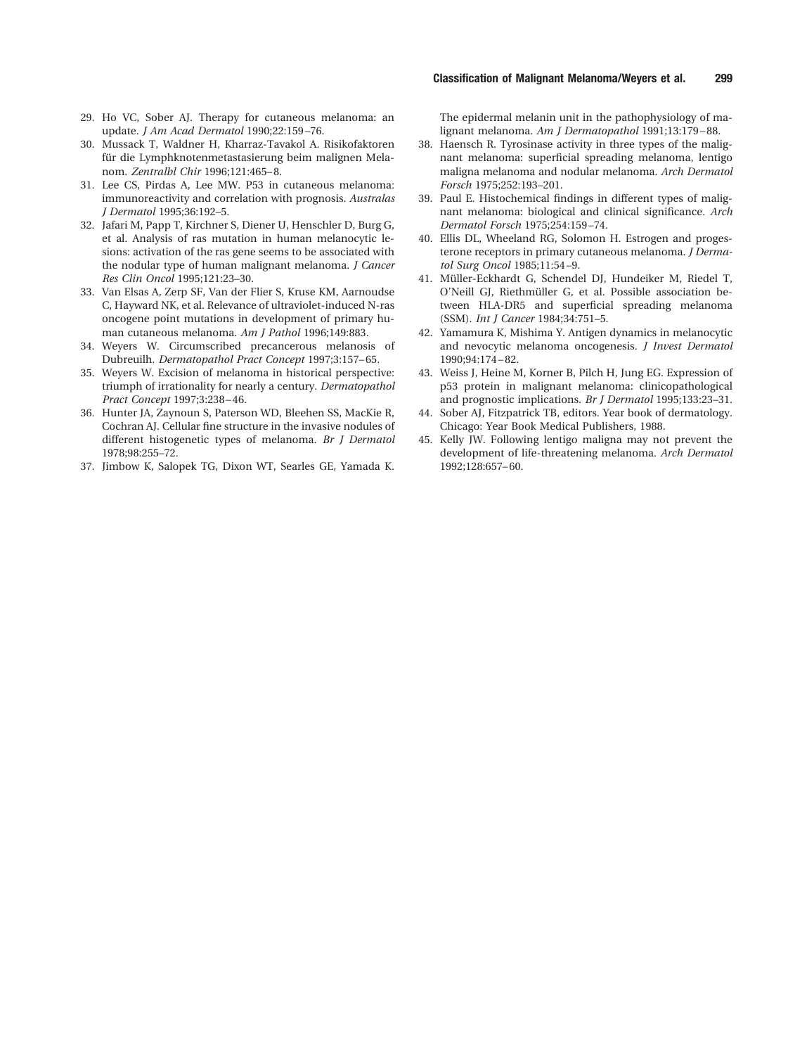29. Ho VC, Sober AJ. Therapy for cutaneous melanoma: an update. *J Am Acad Dermatol* 1990;22:159–76.
30. Mussack T, Waldner H, Kharraz-Tavakol A. Risikofaktoren für die Lymphknotenmetastasierung beim malignen Melanom. *Zentralbl Chir* 1996;121:465–8.
31. Lee CS, Pirdas A, Lee MW. P53 in cutaneous melanoma: immunoreactivity and correlation with prognosis. *Australas J Dermatol* 1995;36:192–5.
32. Jafari M, Papp T, Kirchner S, Diener U, Henschler D, Burg G, et al. Analysis of ras mutation in human melanocytic lesions: activation of the ras gene seems to be associated with the nodular type of human malignant melanoma. *J Cancer Res Clin Oncol* 1995;121:23–30.
33. Van Elsas A, Zerp SF, Van der Flier S, Kruse KM, Aarnoudse C, Hayward NK, et al. Relevance of ultraviolet-induced N-ras oncogene point mutations in development of primary human cutaneous melanoma. *Am J Pathol* 1996;149:883.
34. Weyers W. Circumscribed precancerous melanosis of Dubreuilh. *Dermatopathol Pract Concept* 1997;3:157–65.
35. Weyers W. Excision of melanoma in historical perspective: triumph of irrationality for nearly a century. *Dermatopathol Pract Concept* 1997;3:238–46.
36. Hunter JA, Zaynoun S, Paterson WD, Bleehen SS, MacKie R, Cochran AJ. Cellular fine structure in the invasive nodules of different histogenetic types of melanoma. *Br J Dermatol* 1978;98:255–72.
37. Jimbow K, Salopek TG, Dixon WT, Searles GE, Yamada K. The epidermal melanin unit in the pathophysiology of malignant melanoma. *Am J Dermatopathol* 1991;13:179–88.
38. Haensch R. Tyrosinase activity in three types of the malignant melanoma: superficial spreading melanoma, lentigo maligna melanoma and nodular melanoma. *Arch Dermatol Forsch* 1975;252:193–201.
39. Paul E. Histochemical findings in different types of malignant melanoma: biological and clinical significance. *Arch Dermatol Forsch* 1975;254:159–74.
40. Ellis DL, Wheeland RG, Solomon H. Estrogen and progesterone receptors in primary cutaneous melanoma. *J Dermatol Surg Oncol* 1985;11:54–9.
41. Müller-Eckhardt G, Schendel DJ, Hundeiker M, Riedel T, O'Neill GJ, Riethmüller G, et al. Possible association between HLA-DR5 and superficial spreading melanoma (SSM). *Int J Cancer* 1984;34:751–5.
42. Yamamura K, Mishima Y. Antigen dynamics in melanocytic and nevocytic melanoma oncogenesis. *J Invest Dermatol* 1990;94:174–82.
43. Weiss J, Heine M, Korner B, Pilch H, Jung EG. Expression of p53 protein in malignant melanoma: clinicopathological and prognostic implications. *Br J Dermatol* 1995;133:23–31.
44. Sober AJ, Fitzpatrick TB, editors. Year book of dermatology. Chicago: Year Book Medical Publishers, 1988.
45. Kelly JW. Following lentigo maligna may not prevent the development of life-threatening melanoma. *Arch Dermatol* 1992;128:657–60.